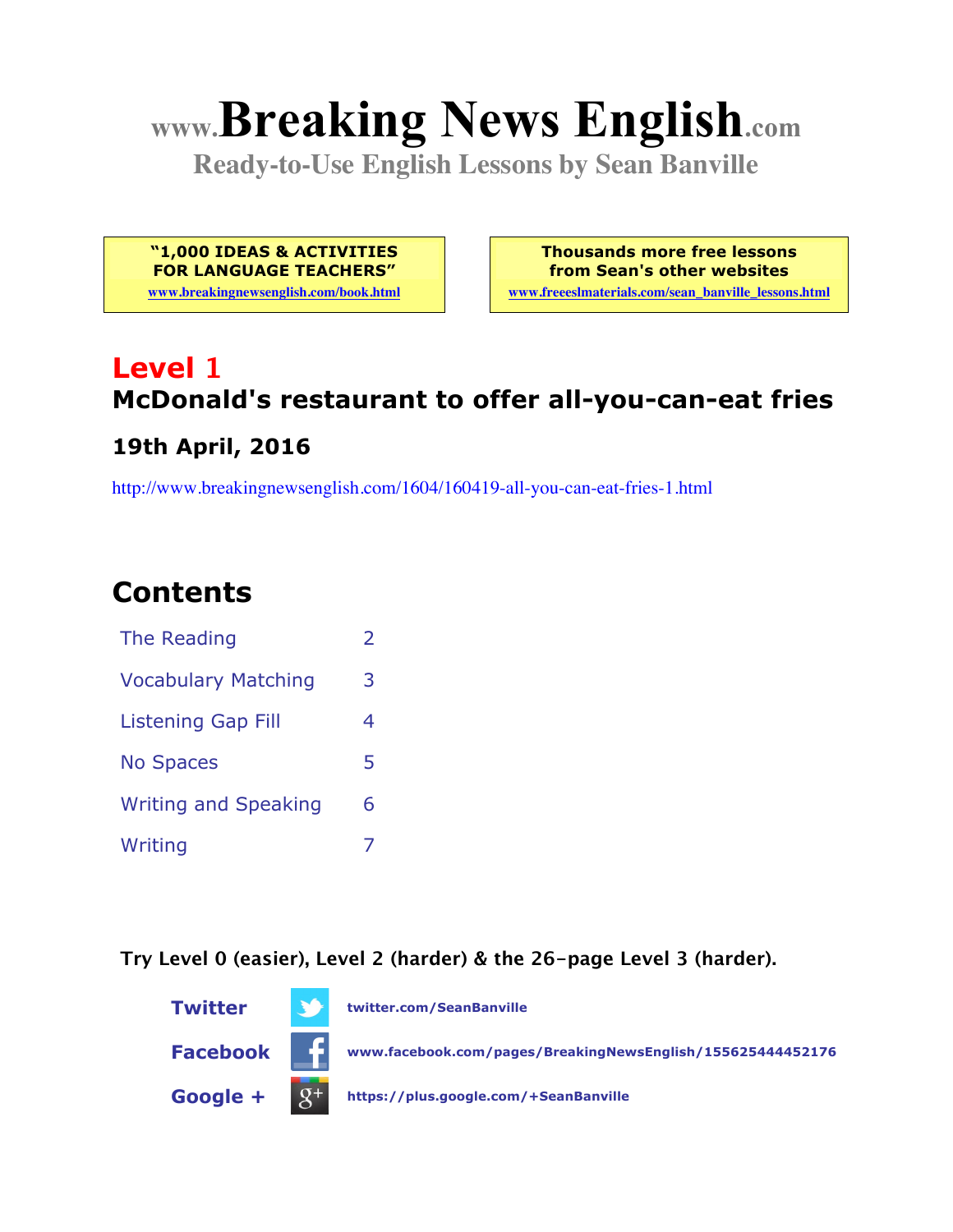# www.Breaking News English.com

**Ready-to-Use English Lessons by Sean Banville**

**"1,000 IDEAS & ACTIVITIES FOR LANGUAGE TEACHERS"**
www.breakingnewsenglish.com/book.html

**Thousands more free lessons from Sean's other websites**
www.freeeslmaterials.com/sean_banville_lessons.html

## Level 1

### McDonald's restaurant to offer all-you-can-eat fries

### 19th April, 2016

http://www.breakingnewsenglish.com/1604/160419-all-you-can-eat-fries-1.html

## Contents

| | |
|---|---|
| The Reading | 2 |
| Vocabulary Matching | 3 |
| Listening Gap Fill | 4 |
| No Spaces | 5 |
| Writing and Speaking | 6 |
| Writing | 7 |

**Try Level 0 (easier), Level 2 (harder) & the 26-page Level 3 (harder).**

**Twitter** twitter.com/SeanBanville

**Facebook** www.facebook.com/pages/BreakingNewsEnglish/155625444452176

**Google +** https://plus.google.com/+SeanBanville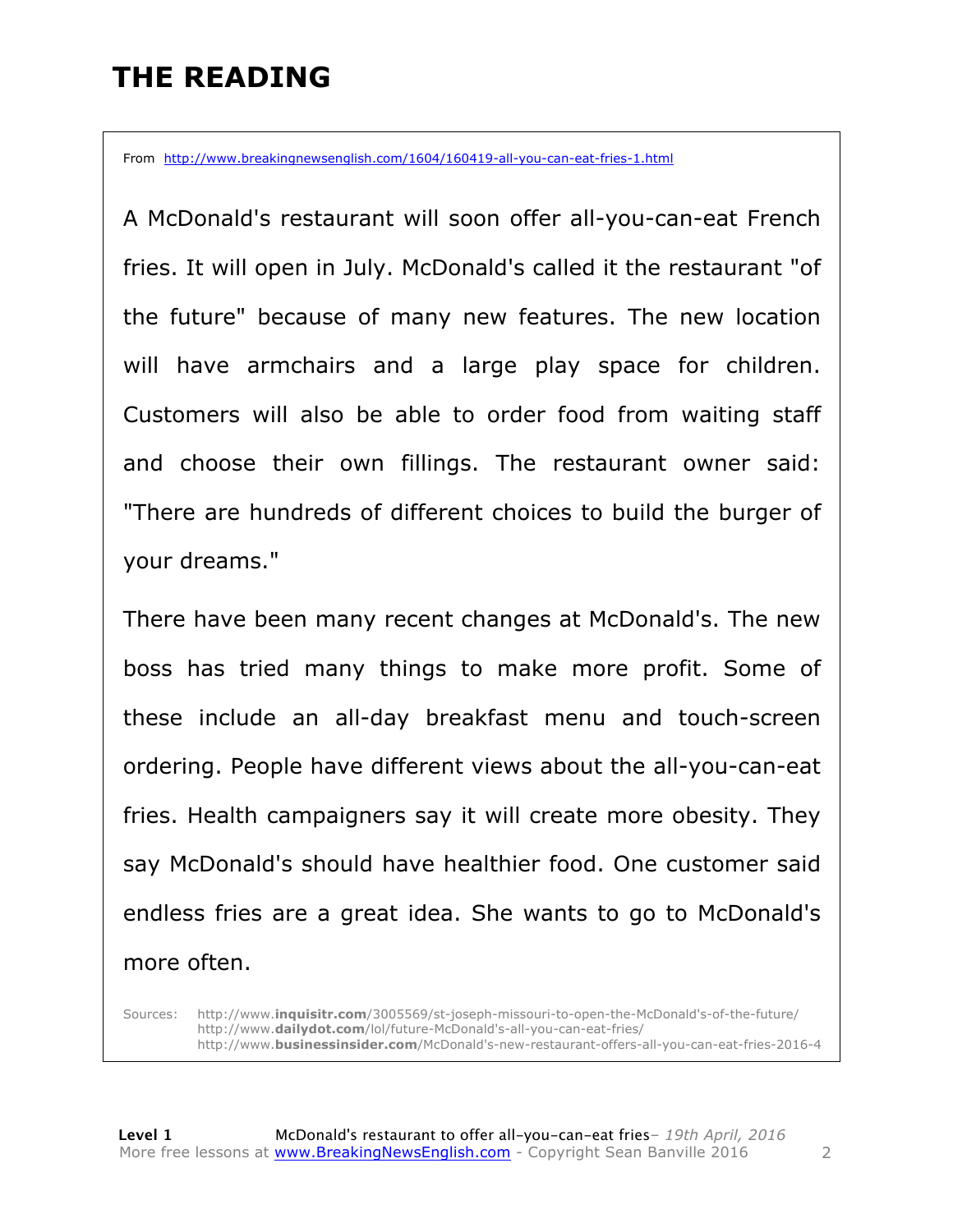# THE READING

From http://www.breakingnewsenglish.com/1604/160419-all-you-can-eat-fries-1.html

A McDonald's restaurant will soon offer all-you-can-eat French fries. It will open in July. McDonald's called it the restaurant "of the future" because of many new features. The new location will have armchairs and a large play space for children. Customers will also be able to order food from waiting staff and choose their own fillings. The restaurant owner said: "There are hundreds of different choices to build the burger of your dreams."

There have been many recent changes at McDonald's. The new boss has tried many things to make more profit. Some of these include an all-day breakfast menu and touch-screen ordering. People have different views about the all-you-can-eat fries. Health campaigners say it will create more obesity. They say McDonald's should have healthier food. One customer said endless fries are a great idea. She wants to go to McDonald's more often.

Sources: http://www.**inquisitr.com**/3005569/st-joseph-missouri-to-open-the-McDonald's-of-the-future/
http://www.**dailydot.com**/lol/future-McDonald's-all-you-can-eat-fries/
http://www.**businessinsider.com**/McDonald's-new-restaurant-offers-all-you-can-eat-fries-2016-4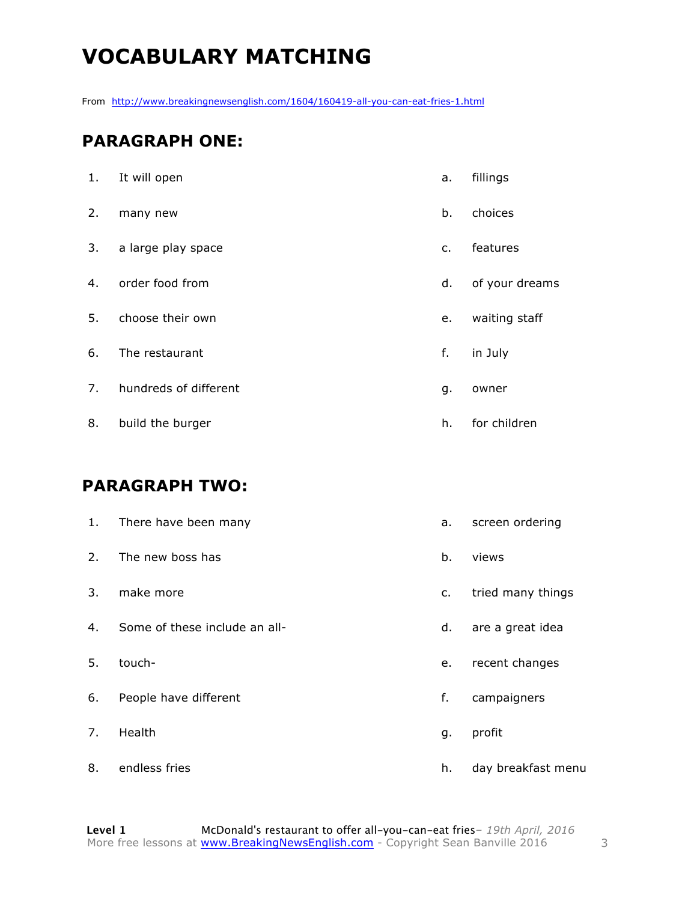# VOCABULARY MATCHING

From http://www.breakingnewsenglish.com/1604/160419-all-you-can-eat-fries-1.html

## PARAGRAPH ONE:

| | | | |
|---|---|---|---|
| 1. | It will open | a. | fillings |
| 2. | many new | b. | choices |
| 3. | a large play space | c. | features |
| 4. | order food from | d. | of your dreams |
| 5. | choose their own | e. | waiting staff |
| 6. | The restaurant | f. | in July |
| 7. | hundreds of different | g. | owner |
| 8. | build the burger | h. | for children |

## PARAGRAPH TWO:

| | | | |
|---|---|---|---|
| 1. | There have been many | a. | screen ordering |
| 2. | The new boss has | b. | views |
| 3. | make more | c. | tried many things |
| 4. | Some of these include an all- | d. | are a great idea |
| 5. | touch- | e. | recent changes |
| 6. | People have different | f. | campaigners |
| 7. | Health | g. | profit |
| 8. | endless fries | h. | day breakfast menu |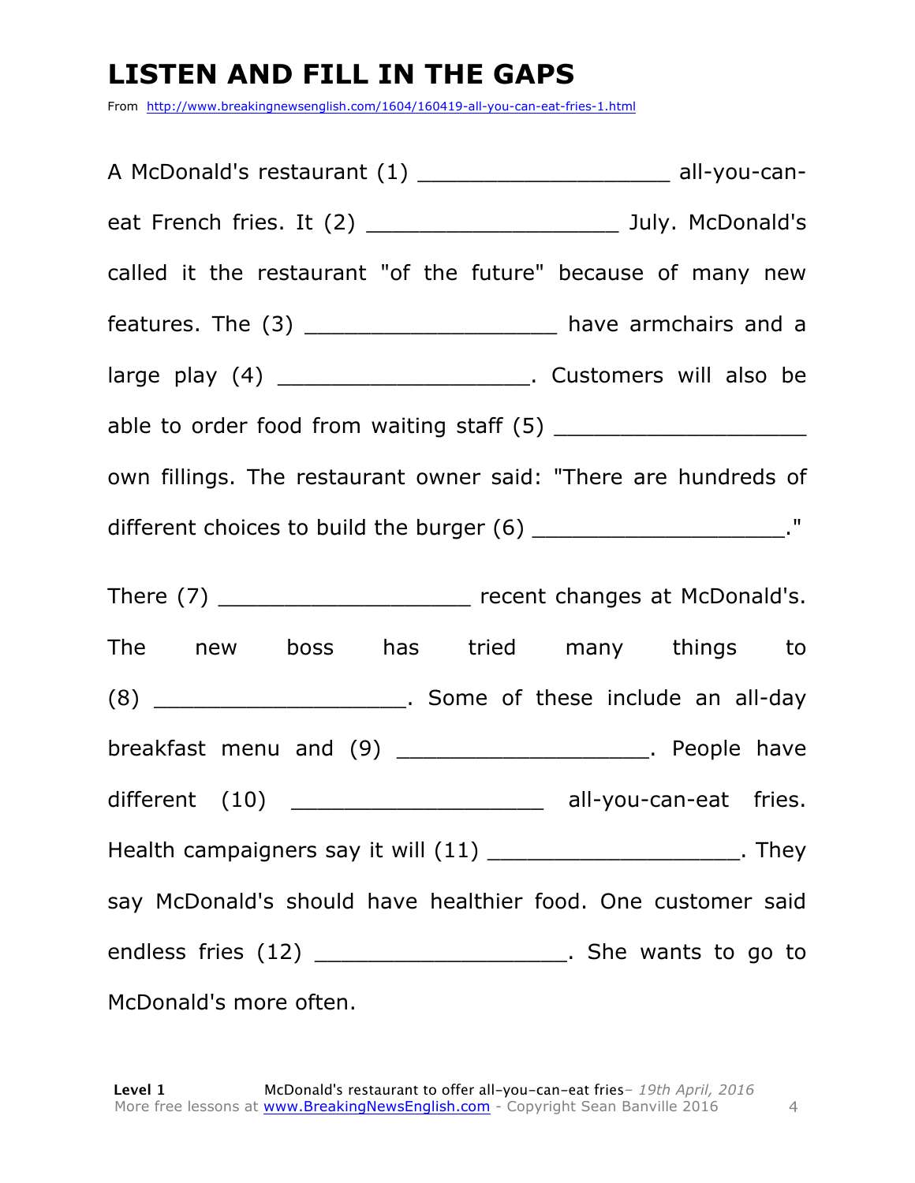# LISTEN AND FILL IN THE GAPS

From http://www.breakingnewsenglish.com/1604/160419-all-you-can-eat-fries-1.html

A McDonald's restaurant (1) ___________________ all-you-can-eat French fries. It (2) ___________________ July. McDonald's called it the restaurant "of the future" because of many new features. The (3) ___________________ have armchairs and a large play (4) ___________________. Customers will also be able to order food from waiting staff (5) ___________________ own fillings. The restaurant owner said: "There are hundreds of different choices to build the burger (6) ___________________."

There (7) ___________________ recent changes at McDonald's. The new boss has tried many things to (8) ___________________. Some of these include an all-day breakfast menu and (9) ___________________. People have different (10) ___________________ all-you-can-eat fries. Health campaigners say it will (11) ___________________. They say McDonald's should have healthier food. One customer said endless fries (12) ___________________. She wants to go to McDonald's more often.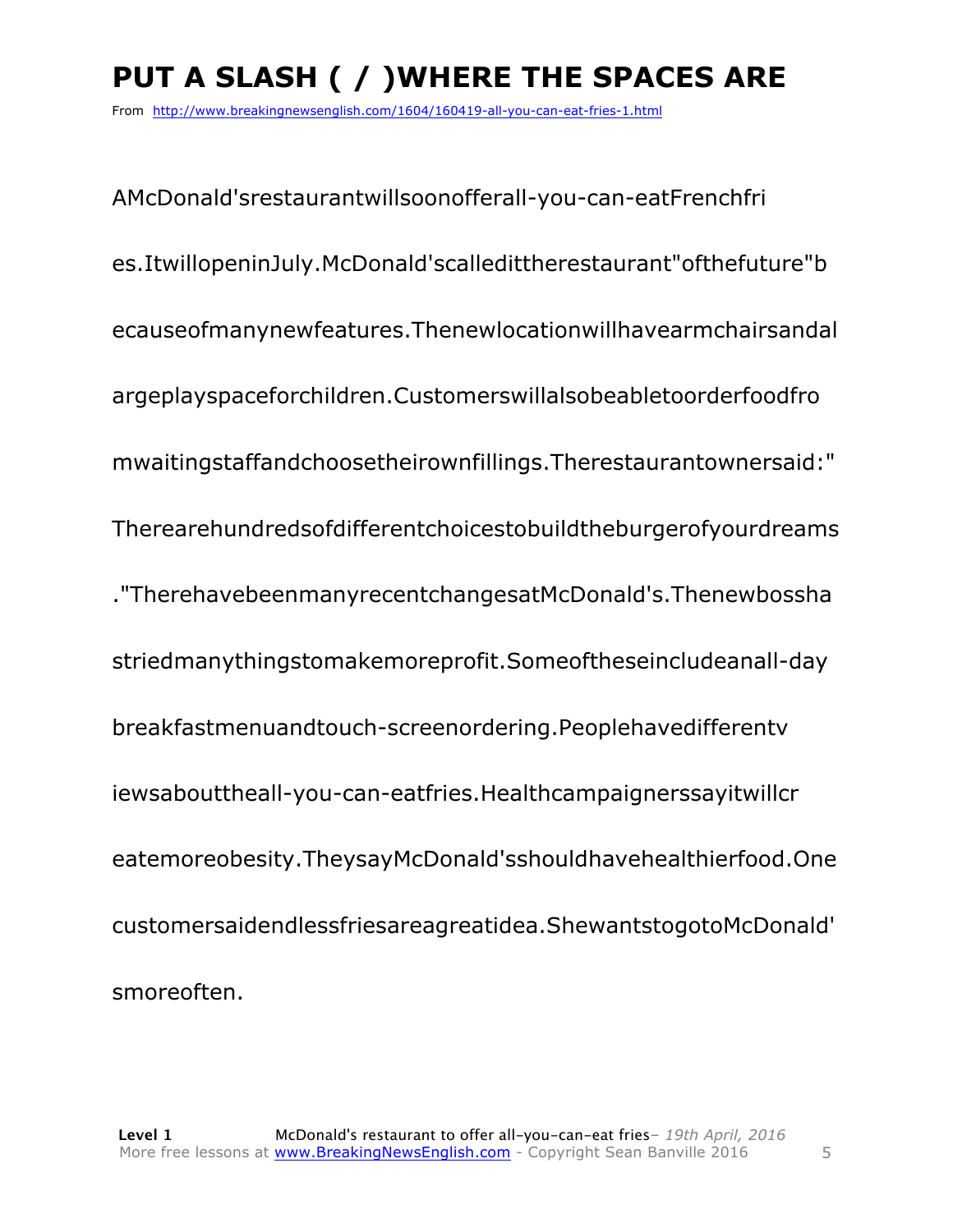# PUT A SLASH ( / )WHERE THE SPACES ARE

From http://www.breakingnewsenglish.com/1604/160419-all-you-can-eat-fries-1.html

AMcDonald'srestaurantwillsoonofferall-you-can-eatFrenchfri

es.ItwillopeninJuly.McDonald'scalledittherestaurant"ofthefuture"b

ecauseofmanynewfeatures.Thenewlocationwillhavearmchairsandal

argeplayspaceforchildren.Customerswillalsobeabletoorderfoodfro

mwaitingstaffandchoosetheirownfillings.Therestaurantownersaid:"

Therearehundredsofdifferentchoicestobuildtheburgerofyourdreams

."TherehavebeenmanyrecentchangesatMcDonald's.Thenewbossha

striedmanythingstomakemoreprofit.Someoftheseincludeanall-day

breakfastmenuandtouch-screenordering.Peoplehavedifferentv

iewsabouttheall-you-can-eatfries.Healthcampaignerssayitwillcr

eatemoreobesity.TheysayMcDonald'sshouldhavehealthierfood.One

customersaidendlessfriesareagreatidea.ShewantstogotoMcDonald'

smoreoften.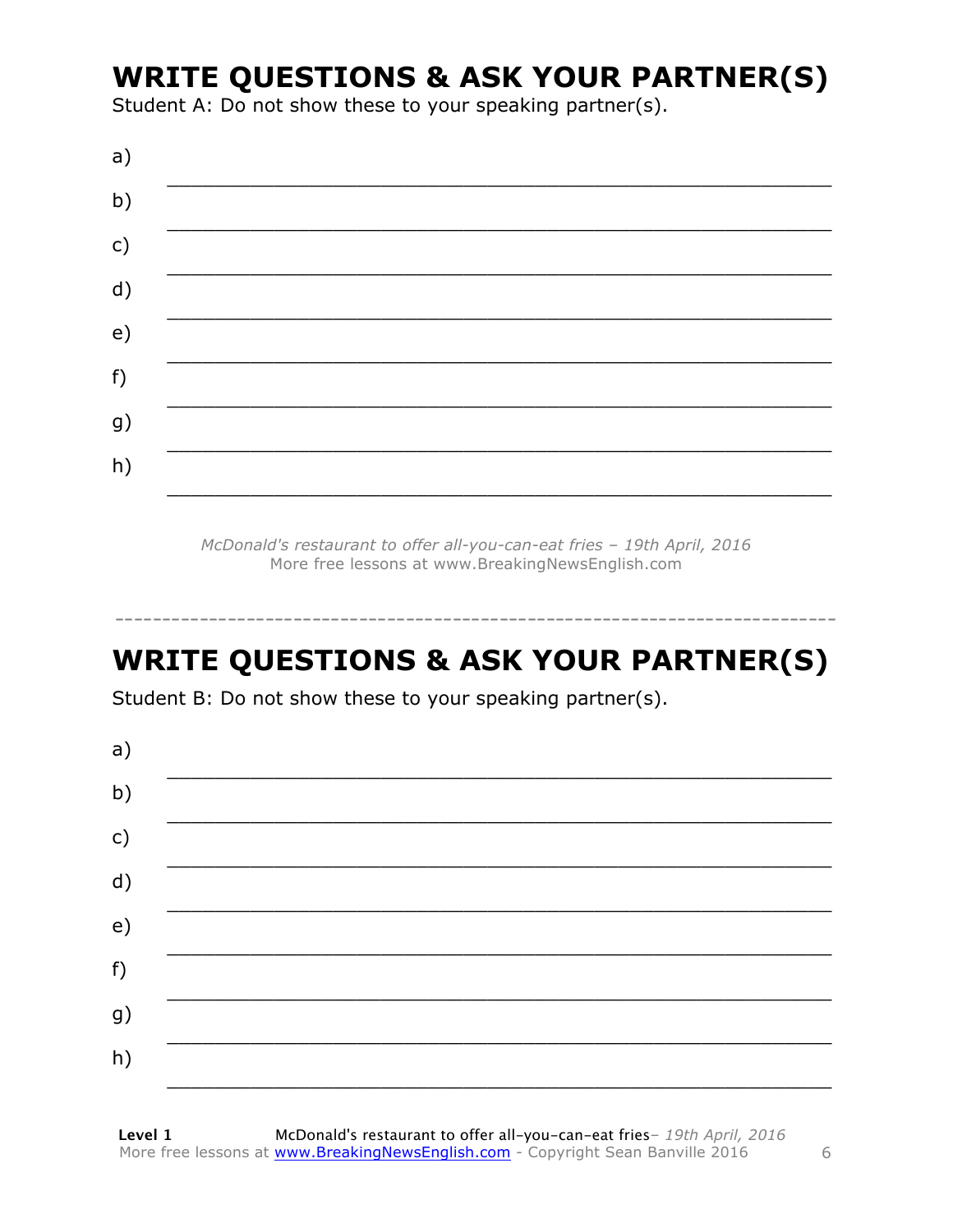# WRITE QUESTIONS & ASK YOUR PARTNER(S)

Student A: Do not show these to your speaking partner(s).

a) ___________________________________________________________

b) ___________________________________________________________

c) ___________________________________________________________

d) ___________________________________________________________

e) ___________________________________________________________

f) ___________________________________________________________

g) ___________________________________________________________

h) ___________________________________________________________

*McDonald's restaurant to offer all-you-can-eat fries – 19th April, 2016*
More free lessons at www.BreakingNewsEnglish.com

---

# WRITE QUESTIONS & ASK YOUR PARTNER(S)

Student B: Do not show these to your speaking partner(s).

a) ___________________________________________________________

b) ___________________________________________________________

c) ___________________________________________________________

d) ___________________________________________________________

e) ___________________________________________________________

f) ___________________________________________________________

g) ___________________________________________________________

h) ___________________________________________________________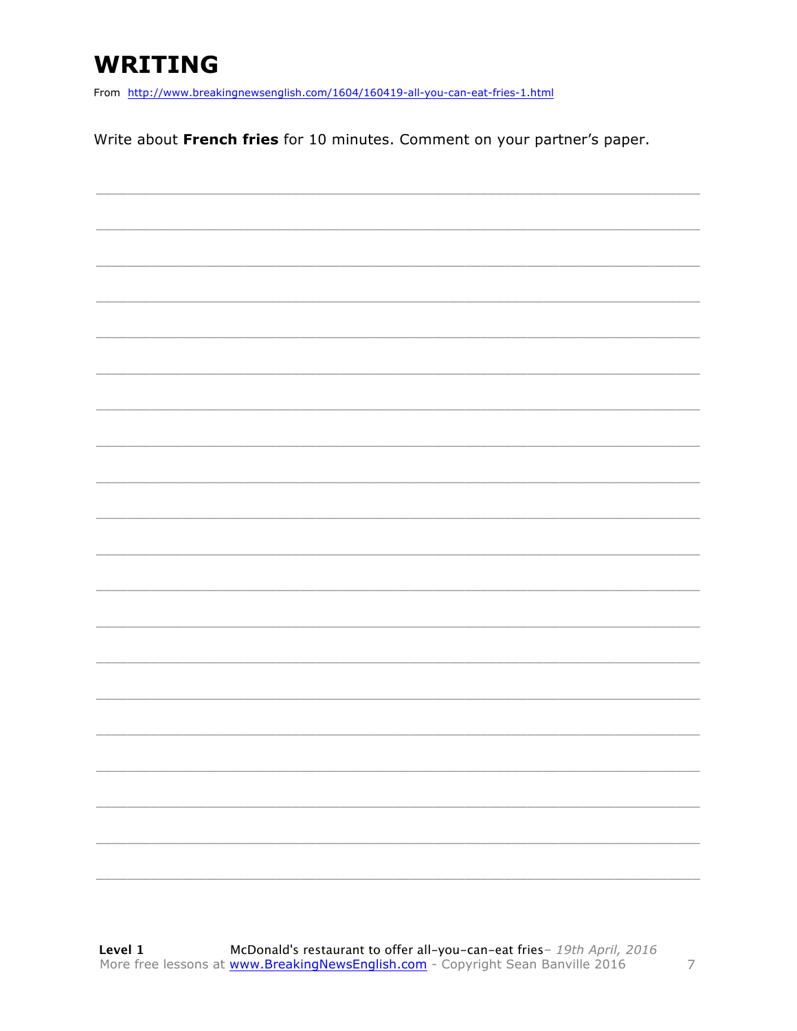# WRITING

From http://www.breakingnewsenglish.com/1604/160419-all-you-can-eat-fries-1.html

Write about **French fries** for 10 minutes. Comment on your partner's paper.